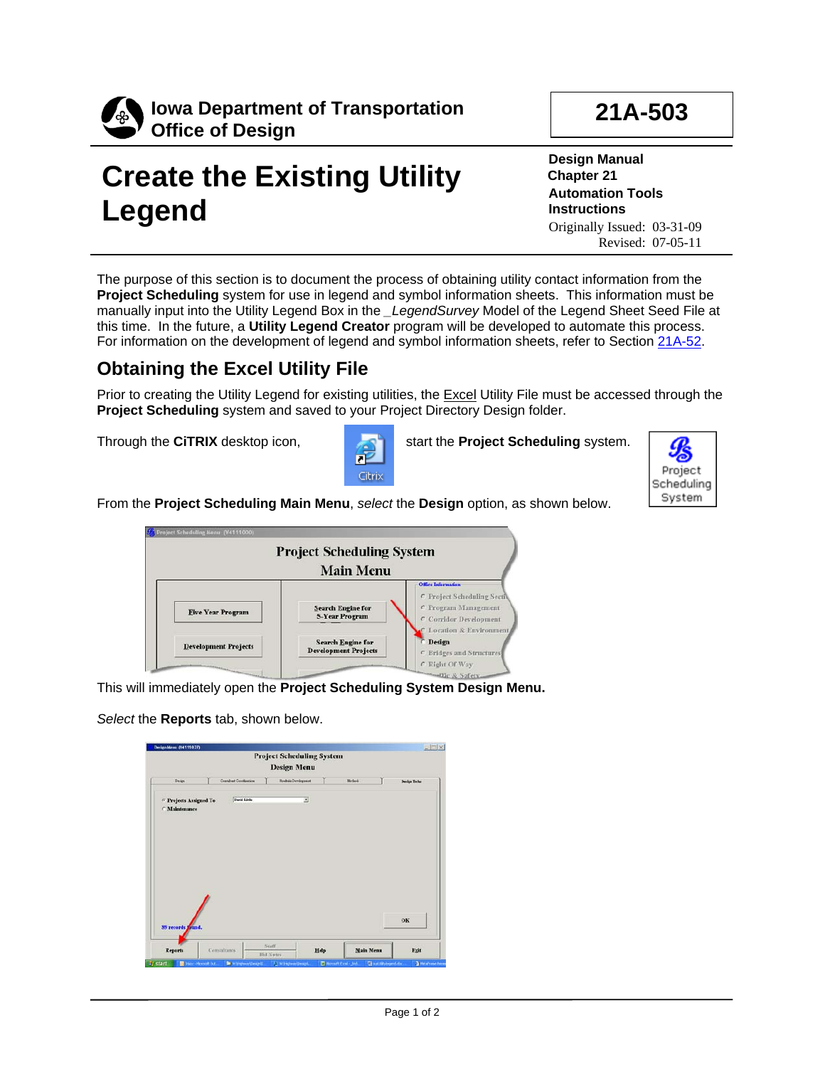**Iowa Department of Transportation**
**Office of Design**

**21A-503**

# Create the Existing Utility Legend

**Design Manual**
**Chapter 21**
**Automation Tools**
**Instructions**

Originally Issued: 03-31-09
Revised: 07-05-11

The purpose of this section is to document the process of obtaining utility contact information from the **Project Scheduling** system for use in legend and symbol information sheets. This information must be manually input into the Utility Legend Box in the *_LegendSurvey* Model of the Legend Sheet Seed File at this time. In the future, a **Utility Legend Creator** program will be developed to automate this process. For information on the development of legend and symbol information sheets, refer to Section 21A-52.

## Obtaining the Excel Utility File

Prior to creating the Utility Legend for existing utilities, the Excel Utility File must be accessed through the **Project Scheduling** system and saved to your Project Directory Design folder.

Through the **CiTRIX** desktop icon, start the **Project Scheduling** system.

From the **Project Scheduling Main Menu**, *select* the **Design** option, as shown below.

This will immediately open the **Project Scheduling System Design Menu.**

*Select* the **Reports** tab, shown below.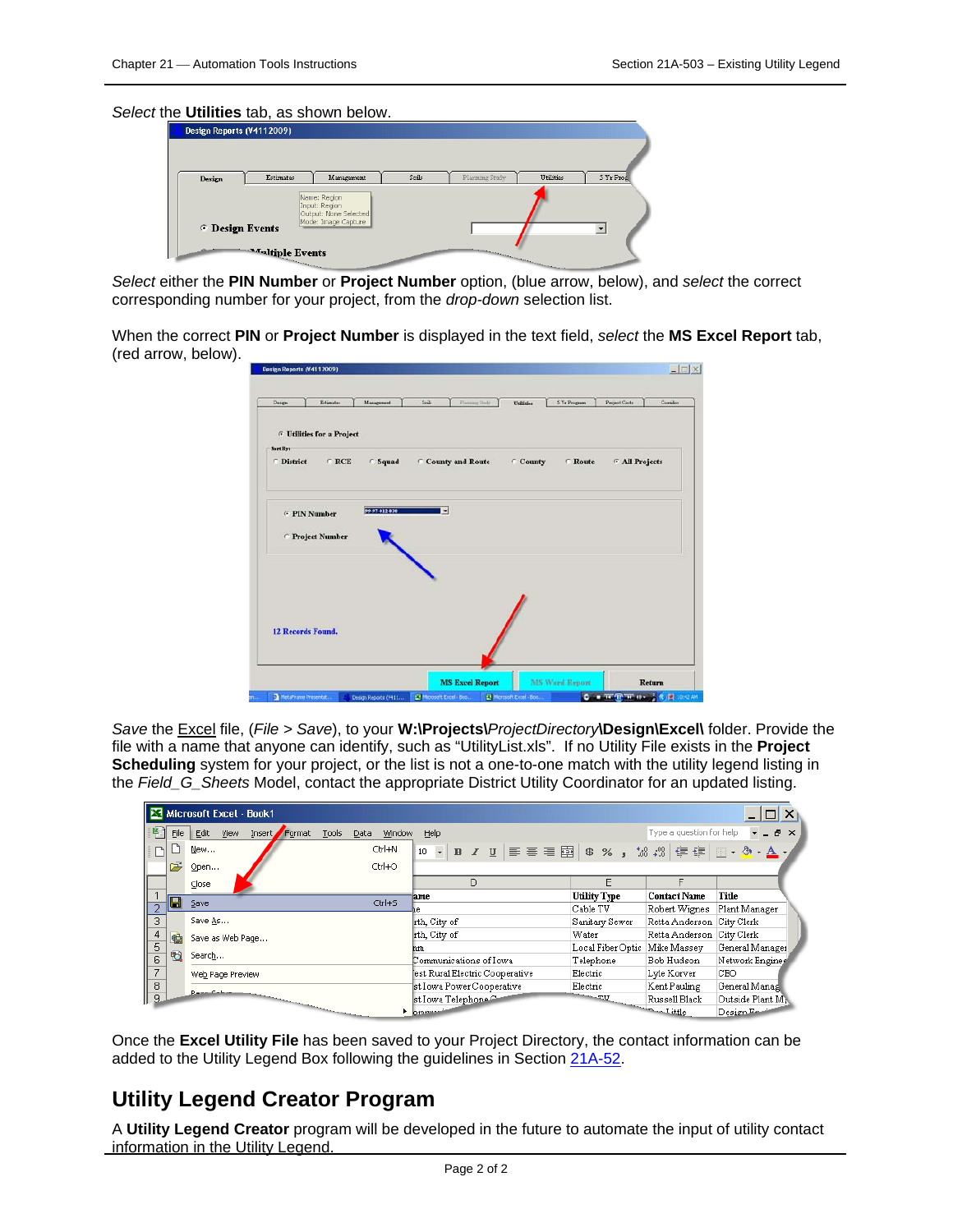*Select* the **Utilities** tab, as shown below.

*Select* either the **PIN Number** or **Project Number** option, (blue arrow, below), and *select* the correct corresponding number for your project, from the *drop-down* selection list.

When the correct **PIN** or **Project Number** is displayed in the text field, *select* the **MS Excel Report** tab, (red arrow, below).

*Save* the Excel file, (*File* > *Save*), to your **W:\Projects\\***ProjectDirectory***\Design\Excel\\** folder. Provide the file with a name that anyone can identify, such as "UtilityList.xls". If no Utility File exists in the **Project Scheduling** system for your project, or the list is not a one-to-one match with the utility legend listing in the *Field_G_Sheets* Model, contact the appropriate District Utility Coordinator for an updated listing.

Once the **Excel Utility File** has been saved to your Project Directory, the contact information can be added to the Utility Legend Box following the guidelines in Section 21A-52.

## Utility Legend Creator Program

A **Utility Legend Creator** program will be developed in the future to automate the input of utility contact information in the Utility Legend.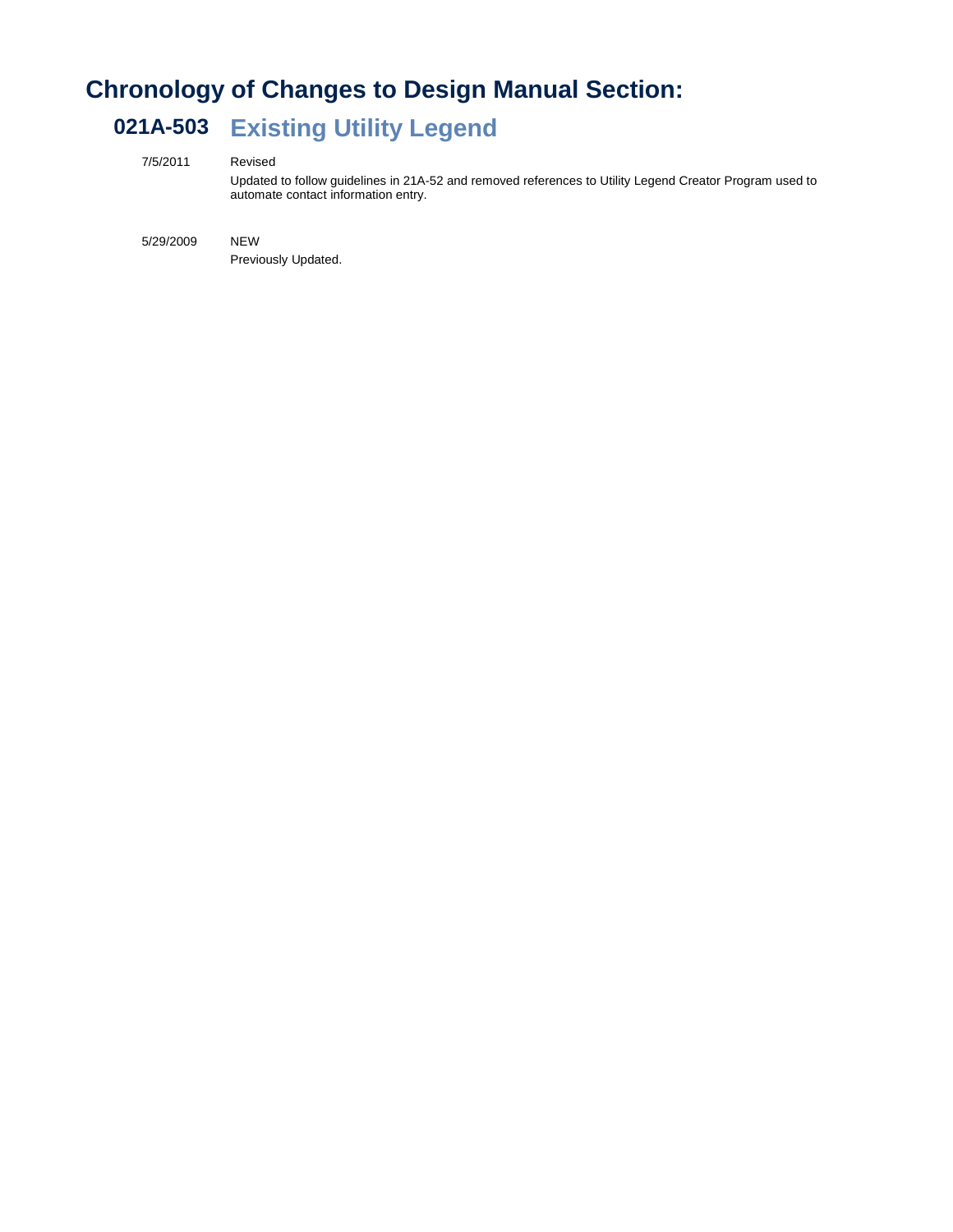# Chronology of Changes to Design Manual Section:

## 021A-503 Existing Utility Legend

7/5/2011 Revised

Updated to follow guidelines in 21A-52 and removed references to Utility Legend Creator Program used to automate contact information entry.

5/29/2009 NEW

Previously Updated.